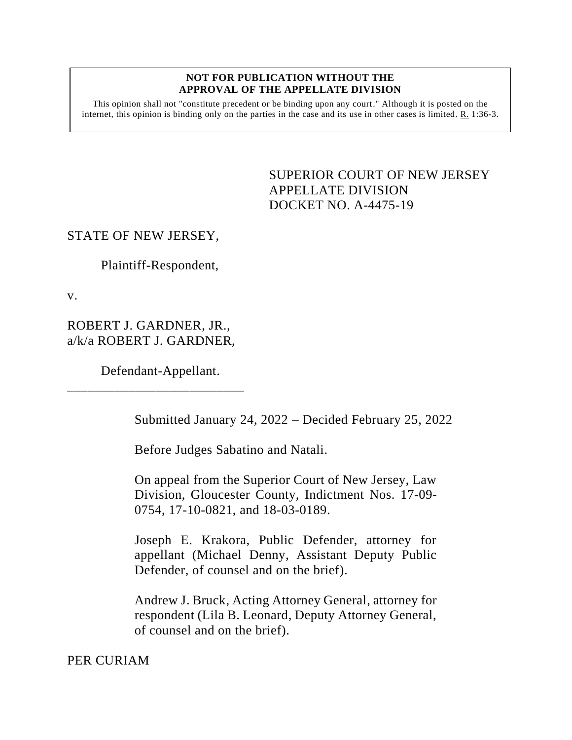**NOT FOR PUBLICATION WITHOUT THE APPROVAL OF THE APPELLATE DIVISION**

This opinion shall not "constitute precedent or be binding upon any court." Although it is posted on the internet, this opinion is binding only on the parties in the case and its use in other cases is limited. R. 1:36-3.

SUPERIOR COURT OF NEW JERSEY
APPELLATE DIVISION
DOCKET NO. A-4475-19

STATE OF NEW JERSEY,

Plaintiff-Respondent,

v.

ROBERT J. GARDNER, JR.,
a/k/a ROBERT J. GARDNER,

Defendant-Appellant.

\_\_\_\_\_\_\_\_\_\_\_\_\_\_\_\_\_\_\_\_\_\_\_\_\_\_\_

Submitted January 24, 2022 – Decided February 25, 2022

Before Judges Sabatino and Natali.

On appeal from the Superior Court of New Jersey, Law Division, Gloucester County, Indictment Nos. 17-09-0754, 17-10-0821, and 18-03-0189.

Joseph E. Krakora, Public Defender, attorney for appellant (Michael Denny, Assistant Deputy Public Defender, of counsel and on the brief).

Andrew J. Bruck, Acting Attorney General, attorney for respondent (Lila B. Leonard, Deputy Attorney General, of counsel and on the brief).

PER CURIAM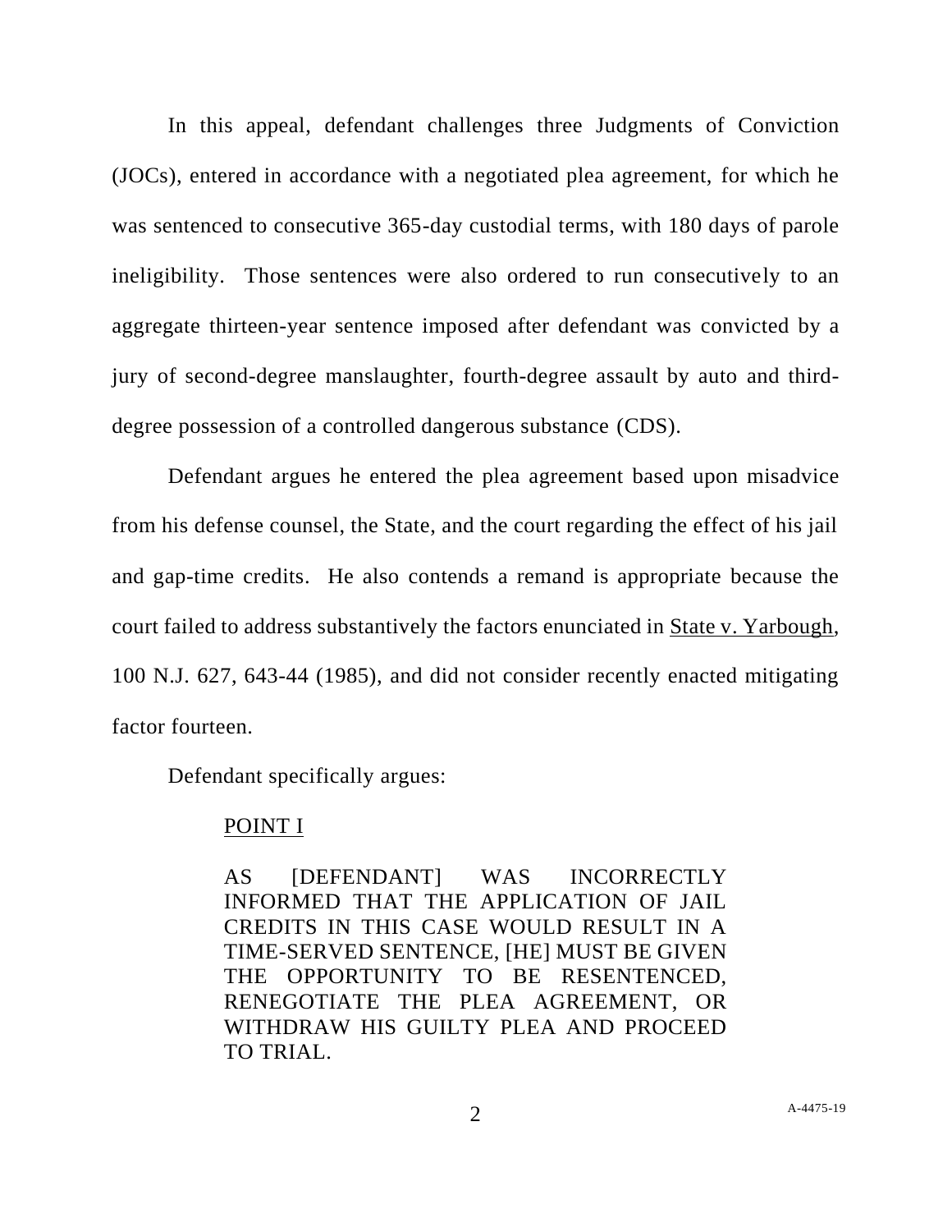In this appeal, defendant challenges three Judgments of Conviction (JOCs), entered in accordance with a negotiated plea agreement, for which he was sentenced to consecutive 365-day custodial terms, with 180 days of parole ineligibility. Those sentences were also ordered to run consecutively to an aggregate thirteen-year sentence imposed after defendant was convicted by a jury of second-degree manslaughter, fourth-degree assault by auto and third-degree possession of a controlled dangerous substance (CDS).

Defendant argues he entered the plea agreement based upon misadvice from his defense counsel, the State, and the court regarding the effect of his jail and gap-time credits. He also contends a remand is appropriate because the court failed to address substantively the factors enunciated in State v. Yarbough, 100 N.J. 627, 643-44 (1985), and did not consider recently enacted mitigating factor fourteen.

Defendant specifically argues:

> POINT I
>
> AS [DEFENDANT] WAS INCORRECTLY INFORMED THAT THE APPLICATION OF JAIL CREDITS IN THIS CASE WOULD RESULT IN A TIME-SERVED SENTENCE, [HE] MUST BE GIVEN THE OPPORTUNITY TO BE RESENTENCED, RENEGOTIATE THE PLEA AGREEMENT, OR WITHDRAW HIS GUILTY PLEA AND PROCEED TO TRIAL.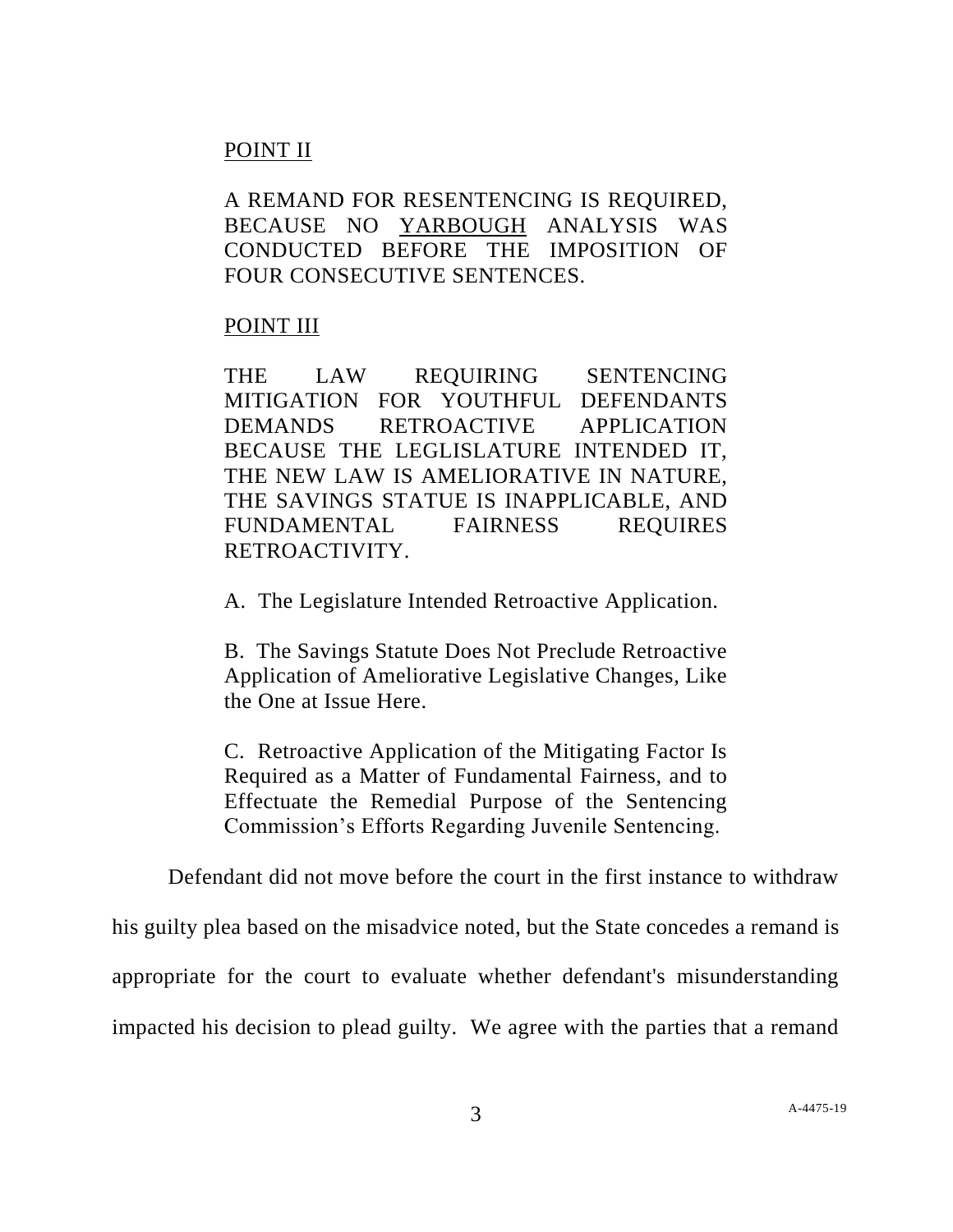POINT II

A REMAND FOR RESENTENCING IS REQUIRED, BECAUSE NO YARBOUGH ANALYSIS WAS CONDUCTED BEFORE THE IMPOSITION OF FOUR CONSECUTIVE SENTENCES.

POINT III

THE LAW REQUIRING SENTENCING MITIGATION FOR YOUTHFUL DEFENDANTS DEMANDS RETROACTIVE APPLICATION BECAUSE THE LEGLISLATURE INTENDED IT, THE NEW LAW IS AMELIORATIVE IN NATURE, THE SAVINGS STATUE IS INAPPLICABLE, AND FUNDAMENTAL FAIRNESS REQUIRES RETROACTIVITY.

A. The Legislature Intended Retroactive Application.

B. The Savings Statute Does Not Preclude Retroactive Application of Ameliorative Legislative Changes, Like the One at Issue Here.

C. Retroactive Application of the Mitigating Factor Is Required as a Matter of Fundamental Fairness, and to Effectuate the Remedial Purpose of the Sentencing Commission's Efforts Regarding Juvenile Sentencing.

Defendant did not move before the court in the first instance to withdraw his guilty plea based on the misadvice noted, but the State concedes a remand is appropriate for the court to evaluate whether defendant's misunderstanding impacted his decision to plead guilty. We agree with the parties that a remand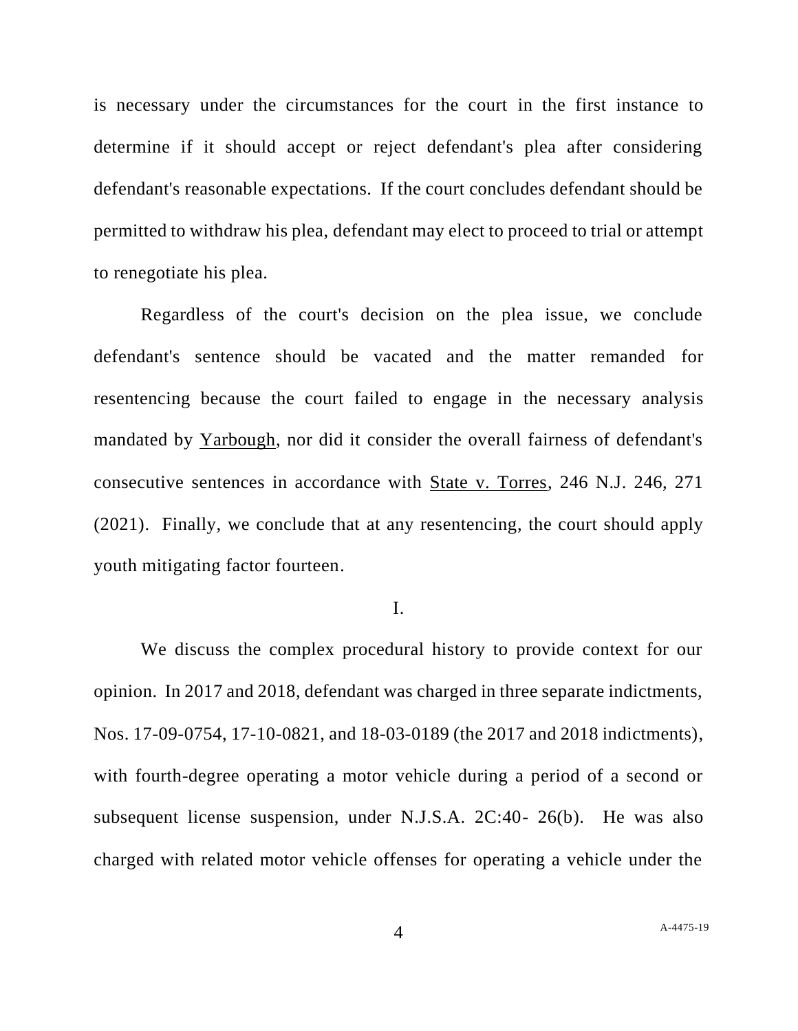is necessary under the circumstances for the court in the first instance to determine if it should accept or reject defendant's plea after considering defendant's reasonable expectations. If the court concludes defendant should be permitted to withdraw his plea, defendant may elect to proceed to trial or attempt to renegotiate his plea.

Regardless of the court's decision on the plea issue, we conclude defendant's sentence should be vacated and the matter remanded for resentencing because the court failed to engage in the necessary analysis mandated by Yarbough, nor did it consider the overall fairness of defendant's consecutive sentences in accordance with State v. Torres, 246 N.J. 246, 271 (2021). Finally, we conclude that at any resentencing, the court should apply youth mitigating factor fourteen.

## I.

We discuss the complex procedural history to provide context for our opinion. In 2017 and 2018, defendant was charged in three separate indictments, Nos. 17-09-0754, 17-10-0821, and 18-03-0189 (the 2017 and 2018 indictments), with fourth-degree operating a motor vehicle during a period of a second or subsequent license suspension, under N.J.S.A. 2C:40- 26(b). He was also charged with related motor vehicle offenses for operating a vehicle under the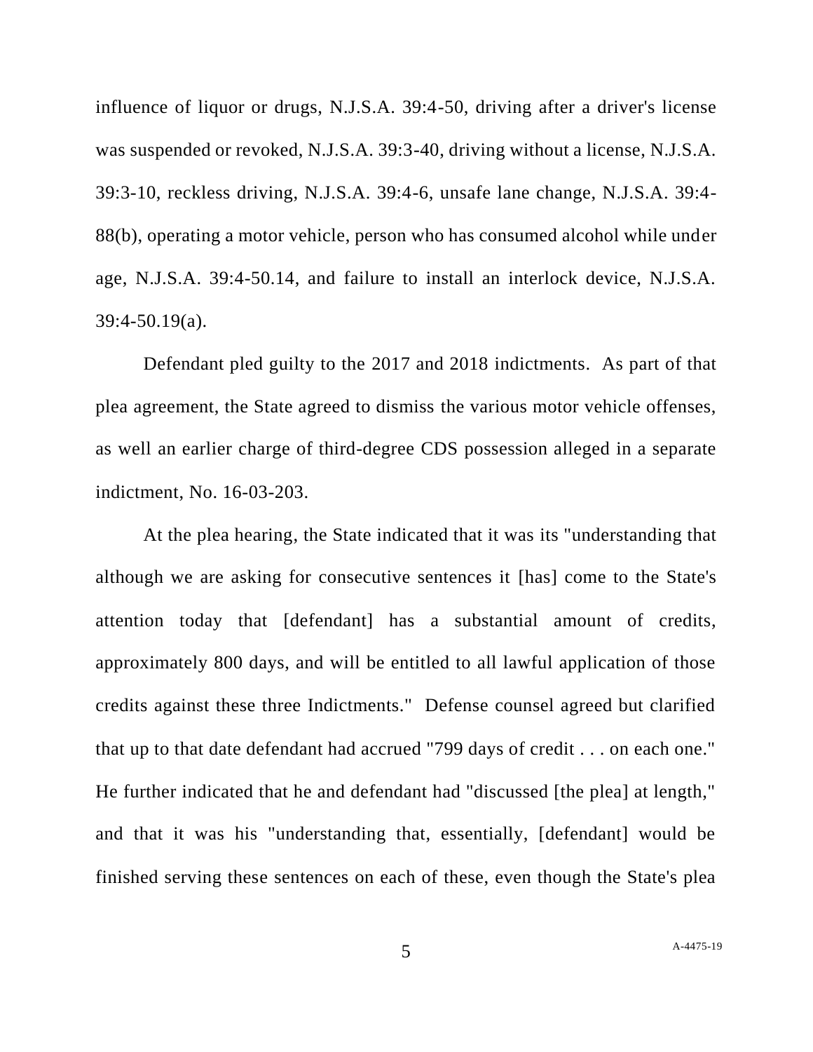influence of liquor or drugs, N.J.S.A. 39:4-50, driving after a driver's license was suspended or revoked, N.J.S.A. 39:3-40, driving without a license, N.J.S.A. 39:3-10, reckless driving, N.J.S.A. 39:4-6, unsafe lane change, N.J.S.A. 39:4-88(b), operating a motor vehicle, person who has consumed alcohol while under age, N.J.S.A. 39:4-50.14, and failure to install an interlock device, N.J.S.A. 39:4-50.19(a).

Defendant pled guilty to the 2017 and 2018 indictments. As part of that plea agreement, the State agreed to dismiss the various motor vehicle offenses, as well an earlier charge of third-degree CDS possession alleged in a separate indictment, No. 16-03-203.

At the plea hearing, the State indicated that it was its "understanding that although we are asking for consecutive sentences it [has] come to the State's attention today that [defendant] has a substantial amount of credits, approximately 800 days, and will be entitled to all lawful application of those credits against these three Indictments." Defense counsel agreed but clarified that up to that date defendant had accrued "799 days of credit . . . on each one." He further indicated that he and defendant had "discussed [the plea] at length," and that it was his "understanding that, essentially, [defendant] would be finished serving these sentences on each of these, even though the State's plea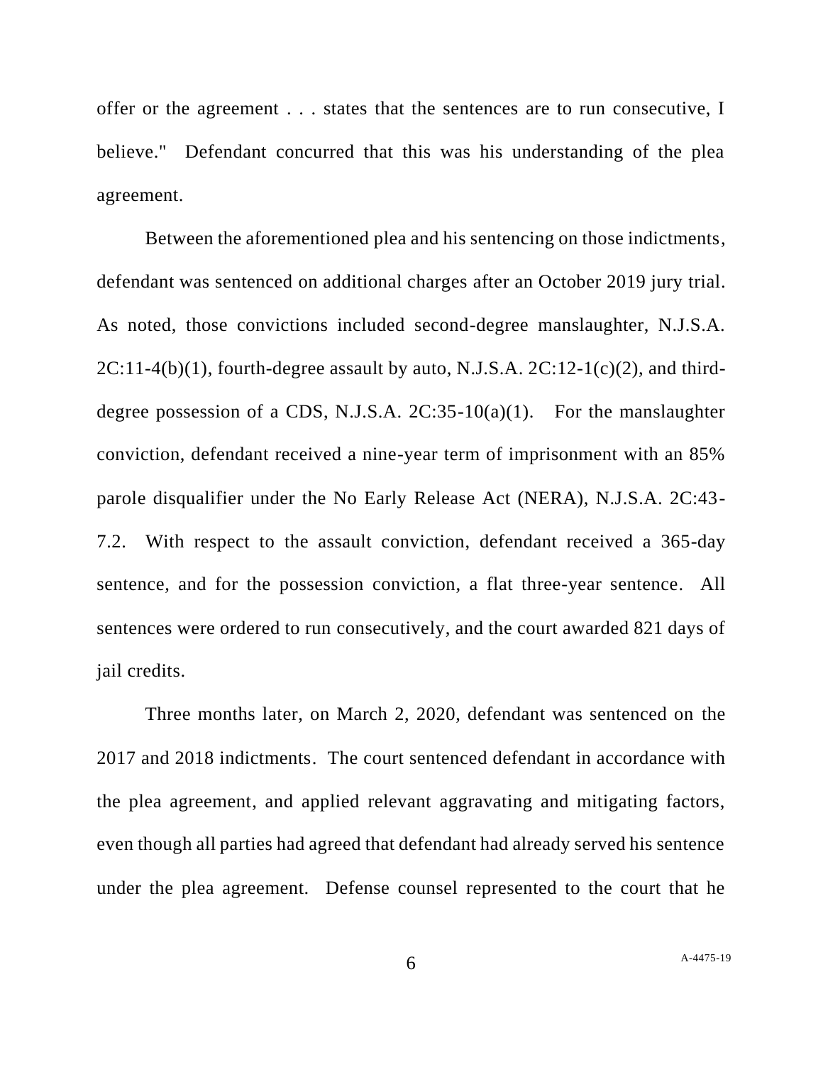offer or the agreement . . . states that the sentences are to run consecutive, I believe." Defendant concurred that this was his understanding of the plea agreement.

Between the aforementioned plea and his sentencing on those indictments, defendant was sentenced on additional charges after an October 2019 jury trial. As noted, those convictions included second-degree manslaughter, N.J.S.A. 2C:11-4(b)(1), fourth-degree assault by auto, N.J.S.A. 2C:12-1(c)(2), and third-degree possession of a CDS, N.J.S.A. 2C:35-10(a)(1). For the manslaughter conviction, defendant received a nine-year term of imprisonment with an 85% parole disqualifier under the No Early Release Act (NERA), N.J.S.A. 2C:43-7.2. With respect to the assault conviction, defendant received a 365-day sentence, and for the possession conviction, a flat three-year sentence. All sentences were ordered to run consecutively, and the court awarded 821 days of jail credits.

Three months later, on March 2, 2020, defendant was sentenced on the 2017 and 2018 indictments. The court sentenced defendant in accordance with the plea agreement, and applied relevant aggravating and mitigating factors, even though all parties had agreed that defendant had already served his sentence under the plea agreement. Defense counsel represented to the court that he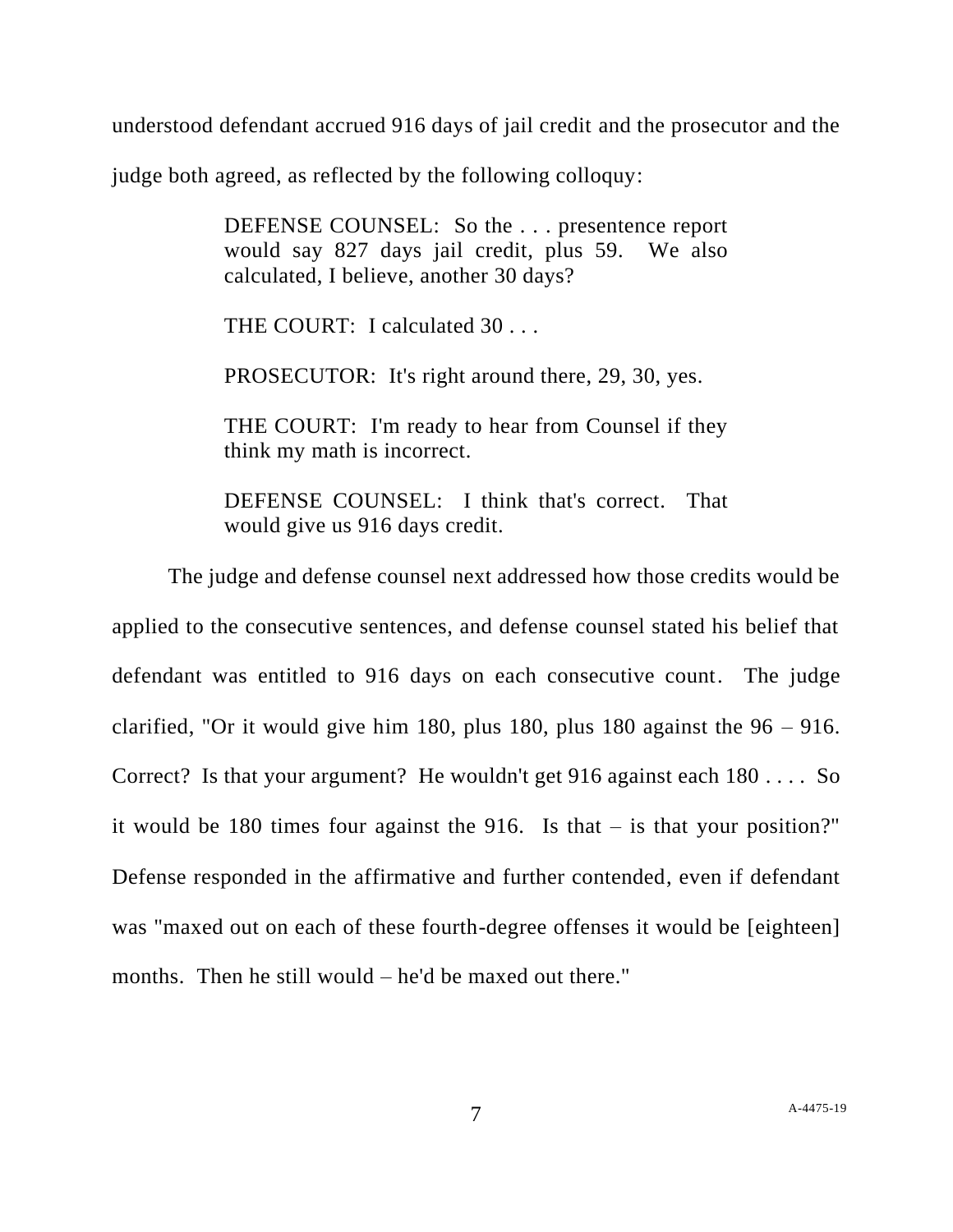understood defendant accrued 916 days of jail credit and the prosecutor and the judge both agreed, as reflected by the following colloquy:

> DEFENSE COUNSEL: So the . . . presentence report would say 827 days jail credit, plus 59. We also calculated, I believe, another 30 days?
>
> THE COURT: I calculated 30 . . .
>
> PROSECUTOR: It's right around there, 29, 30, yes.
>
> THE COURT: I'm ready to hear from Counsel if they think my math is incorrect.
>
> DEFENSE COUNSEL: I think that's correct. That would give us 916 days credit.

The judge and defense counsel next addressed how those credits would be applied to the consecutive sentences, and defense counsel stated his belief that defendant was entitled to 916 days on each consecutive count. The judge clarified, "Or it would give him 180, plus 180, plus 180 against the 96 – 916. Correct? Is that your argument? He wouldn't get 916 against each 180 . . . . So it would be 180 times four against the 916. Is that – is that your position?" Defense responded in the affirmative and further contended, even if defendant was "maxed out on each of these fourth-degree offenses it would be [eighteen] months. Then he still would – he'd be maxed out there."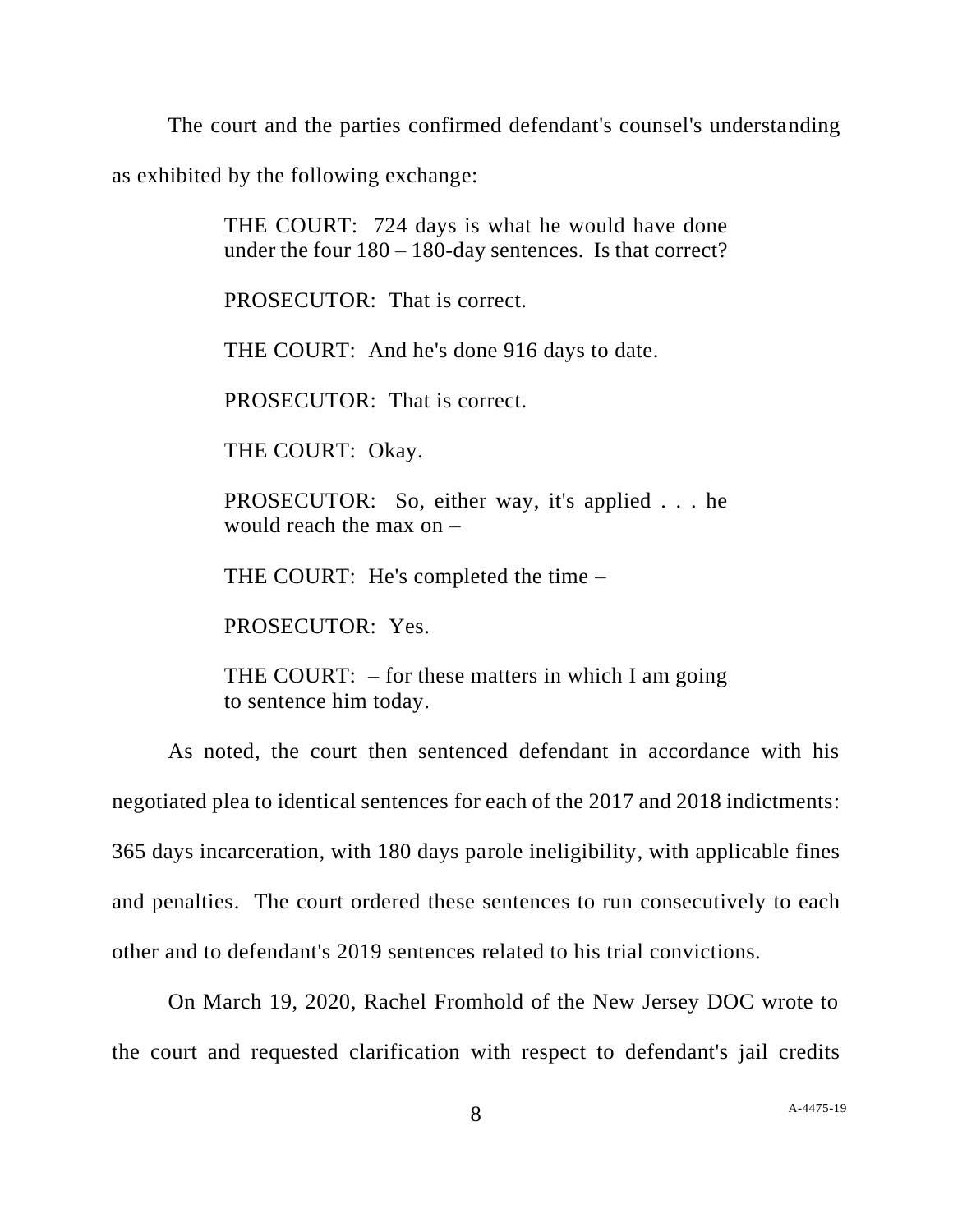The court and the parties confirmed defendant's counsel's understanding as exhibited by the following exchange:

> THE COURT: 724 days is what he would have done under the four 180 – 180-day sentences. Is that correct?
>
> PROSECUTOR: That is correct.
>
> THE COURT: And he's done 916 days to date.
>
> PROSECUTOR: That is correct.
>
> THE COURT: Okay.
>
> PROSECUTOR: So, either way, it's applied . . . he would reach the max on –
>
> THE COURT: He's completed the time –
>
> PROSECUTOR: Yes.
>
> THE COURT: – for these matters in which I am going to sentence him today.

As noted, the court then sentenced defendant in accordance with his negotiated plea to identical sentences for each of the 2017 and 2018 indictments: 365 days incarceration, with 180 days parole ineligibility, with applicable fines and penalties. The court ordered these sentences to run consecutively to each other and to defendant's 2019 sentences related to his trial convictions.

On March 19, 2020, Rachel Fromhold of the New Jersey DOC wrote to the court and requested clarification with respect to defendant's jail credits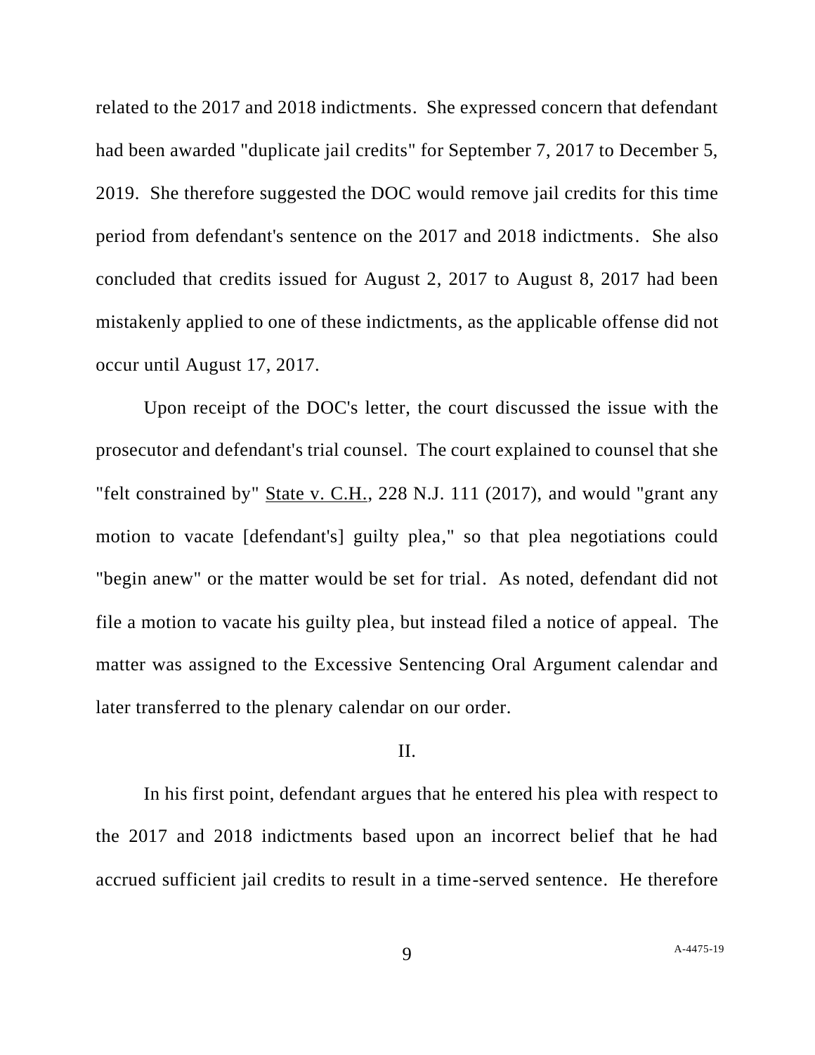related to the 2017 and 2018 indictments. She expressed concern that defendant had been awarded "duplicate jail credits" for September 7, 2017 to December 5, 2019. She therefore suggested the DOC would remove jail credits for this time period from defendant's sentence on the 2017 and 2018 indictments. She also concluded that credits issued for August 2, 2017 to August 8, 2017 had been mistakenly applied to one of these indictments, as the applicable offense did not occur until August 17, 2017.

Upon receipt of the DOC's letter, the court discussed the issue with the prosecutor and defendant's trial counsel. The court explained to counsel that she "felt constrained by" State v. C.H., 228 N.J. 111 (2017), and would "grant any motion to vacate [defendant's] guilty plea," so that plea negotiations could "begin anew" or the matter would be set for trial. As noted, defendant did not file a motion to vacate his guilty plea, but instead filed a notice of appeal. The matter was assigned to the Excessive Sentencing Oral Argument calendar and later transferred to the plenary calendar on our order.

## II.

In his first point, defendant argues that he entered his plea with respect to the 2017 and 2018 indictments based upon an incorrect belief that he had accrued sufficient jail credits to result in a time-served sentence. He therefore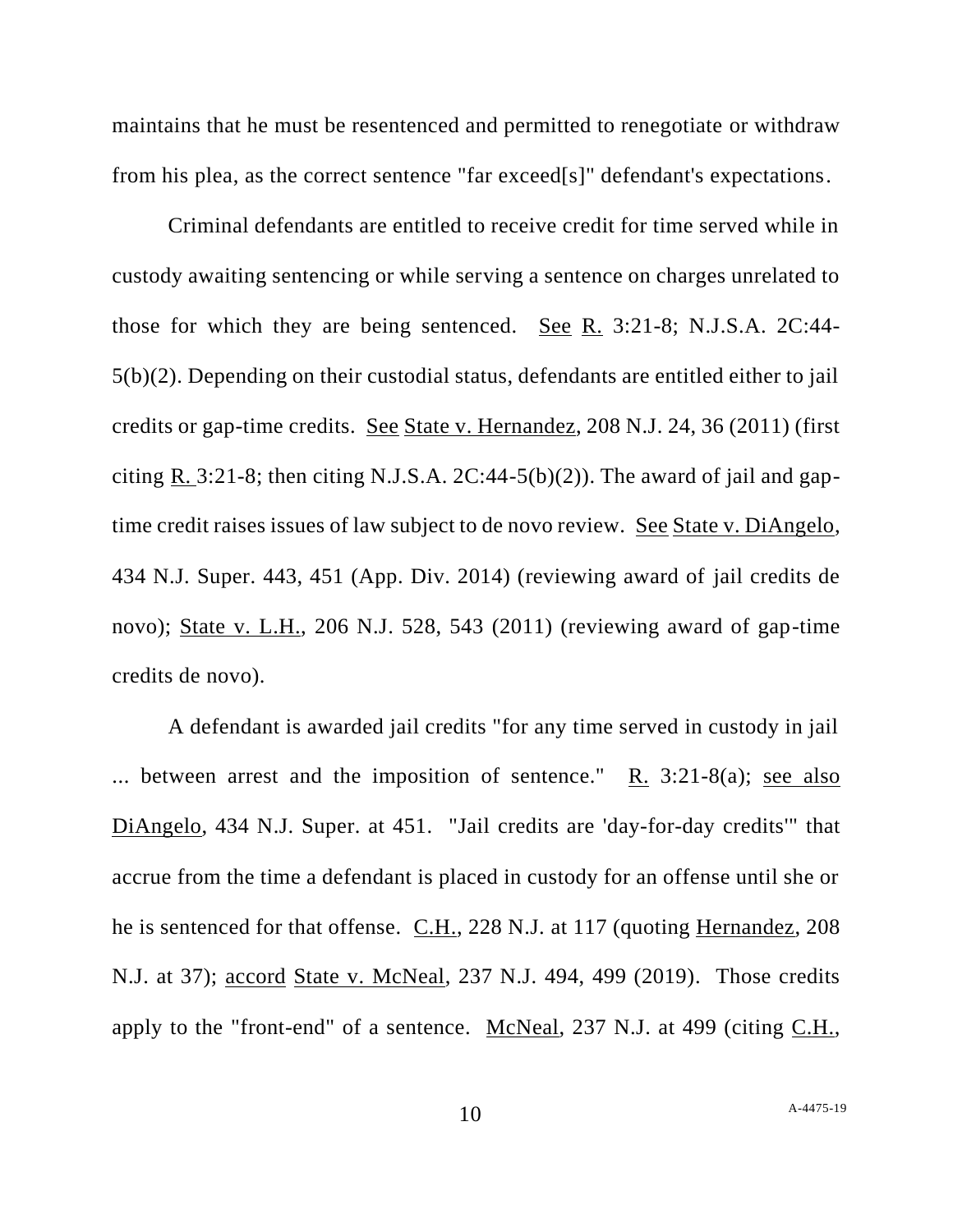maintains that he must be resentenced and permitted to renegotiate or withdraw from his plea, as the correct sentence "far exceed[s]" defendant's expectations.

Criminal defendants are entitled to receive credit for time served while in custody awaiting sentencing or while serving a sentence on charges unrelated to those for which they are being sentenced. See R. 3:21-8; N.J.S.A. 2C:44-5(b)(2). Depending on their custodial status, defendants are entitled either to jail credits or gap-time credits. See State v. Hernandez, 208 N.J. 24, 36 (2011) (first citing R. 3:21-8; then citing N.J.S.A. 2C:44-5(b)(2)). The award of jail and gap-time credit raises issues of law subject to de novo review. See State v. DiAngelo, 434 N.J. Super. 443, 451 (App. Div. 2014) (reviewing award of jail credits de novo); State v. L.H., 206 N.J. 528, 543 (2011) (reviewing award of gap-time credits de novo).

A defendant is awarded jail credits "for any time served in custody in jail ... between arrest and the imposition of sentence." R. 3:21-8(a); see also DiAngelo, 434 N.J. Super. at 451. "Jail credits are 'day-for-day credits'" that accrue from the time a defendant is placed in custody for an offense until she or he is sentenced for that offense. C.H., 228 N.J. at 117 (quoting Hernandez, 208 N.J. at 37); accord State v. McNeal, 237 N.J. 494, 499 (2019). Those credits apply to the "front-end" of a sentence. McNeal, 237 N.J. at 499 (citing C.H.,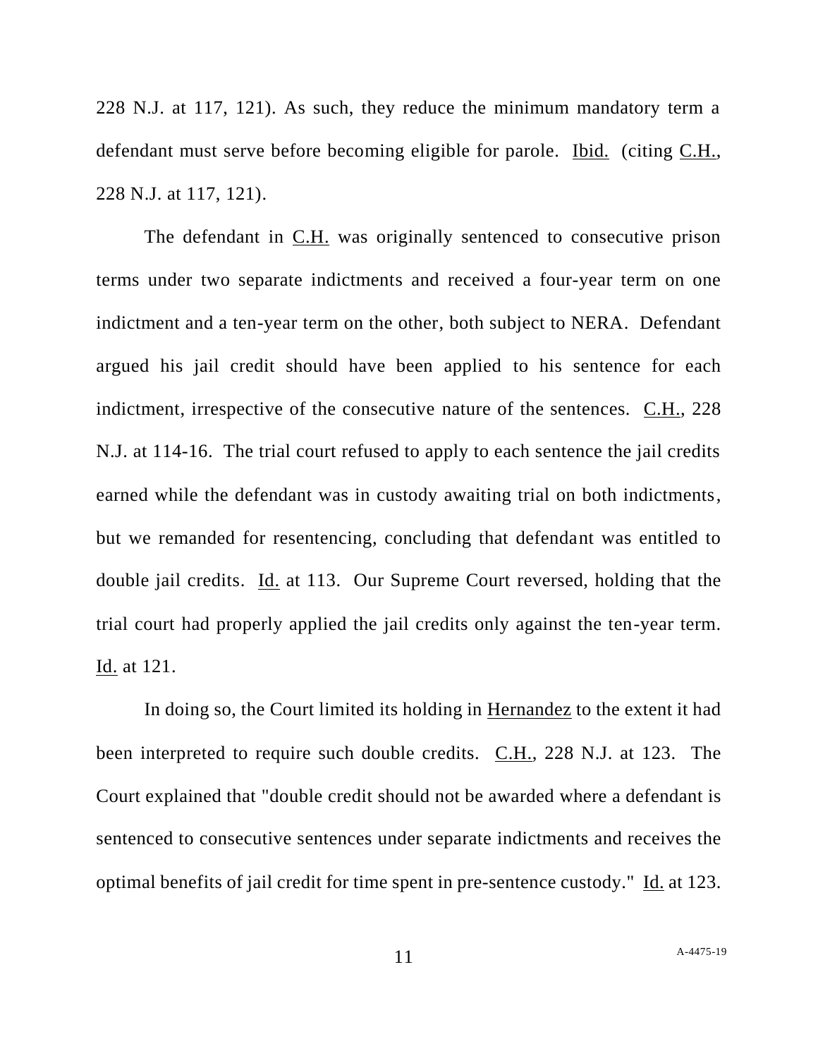228 N.J. at 117, 121). As such, they reduce the minimum mandatory term a defendant must serve before becoming eligible for parole. Ibid. (citing C.H., 228 N.J. at 117, 121).

The defendant in C.H. was originally sentenced to consecutive prison terms under two separate indictments and received a four-year term on one indictment and a ten-year term on the other, both subject to NERA. Defendant argued his jail credit should have been applied to his sentence for each indictment, irrespective of the consecutive nature of the sentences. C.H., 228 N.J. at 114-16. The trial court refused to apply to each sentence the jail credits earned while the defendant was in custody awaiting trial on both indictments, but we remanded for resentencing, concluding that defendant was entitled to double jail credits. Id. at 113. Our Supreme Court reversed, holding that the trial court had properly applied the jail credits only against the ten-year term. Id. at 121.

In doing so, the Court limited its holding in Hernandez to the extent it had been interpreted to require such double credits. C.H., 228 N.J. at 123. The Court explained that "double credit should not be awarded where a defendant is sentenced to consecutive sentences under separate indictments and receives the optimal benefits of jail credit for time spent in pre-sentence custody." Id. at 123.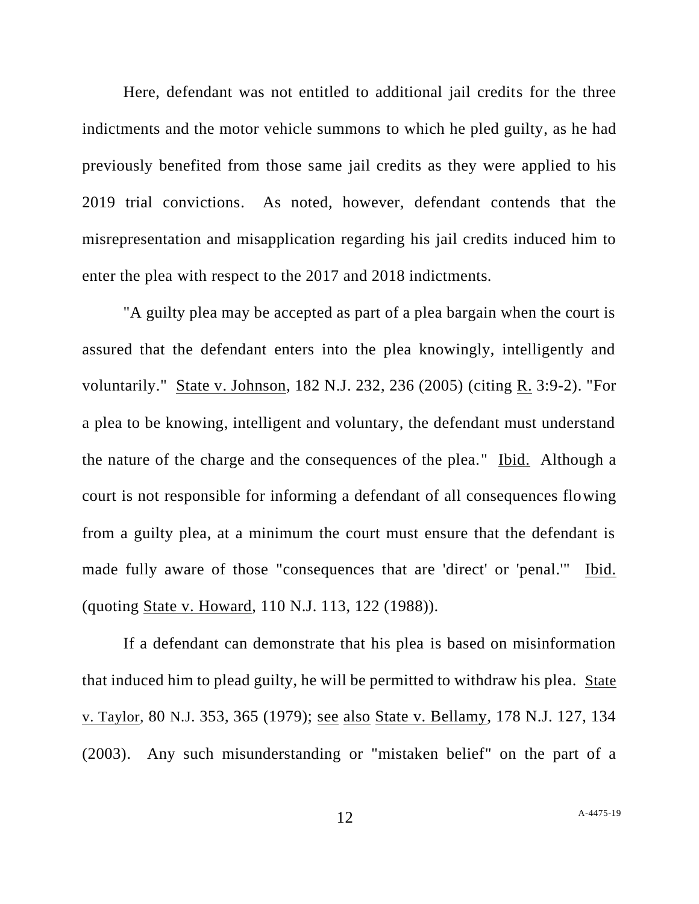Here, defendant was not entitled to additional jail credits for the three indictments and the motor vehicle summons to which he pled guilty, as he had previously benefited from those same jail credits as they were applied to his 2019 trial convictions. As noted, however, defendant contends that the misrepresentation and misapplication regarding his jail credits induced him to enter the plea with respect to the 2017 and 2018 indictments.

"A guilty plea may be accepted as part of a plea bargain when the court is assured that the defendant enters into the plea knowingly, intelligently and voluntarily." State v. Johnson, 182 N.J. 232, 236 (2005) (citing R. 3:9-2). "For a plea to be knowing, intelligent and voluntary, the defendant must understand the nature of the charge and the consequences of the plea." Ibid. Although a court is not responsible for informing a defendant of all consequences flowing from a guilty plea, at a minimum the court must ensure that the defendant is made fully aware of those "consequences that are 'direct' or 'penal.'" Ibid. (quoting State v. Howard, 110 N.J. 113, 122 (1988)).

If a defendant can demonstrate that his plea is based on misinformation that induced him to plead guilty, he will be permitted to withdraw his plea. State v. Taylor, 80 N.J. 353, 365 (1979); see also State v. Bellamy, 178 N.J. 127, 134 (2003). Any such misunderstanding or "mistaken belief" on the part of a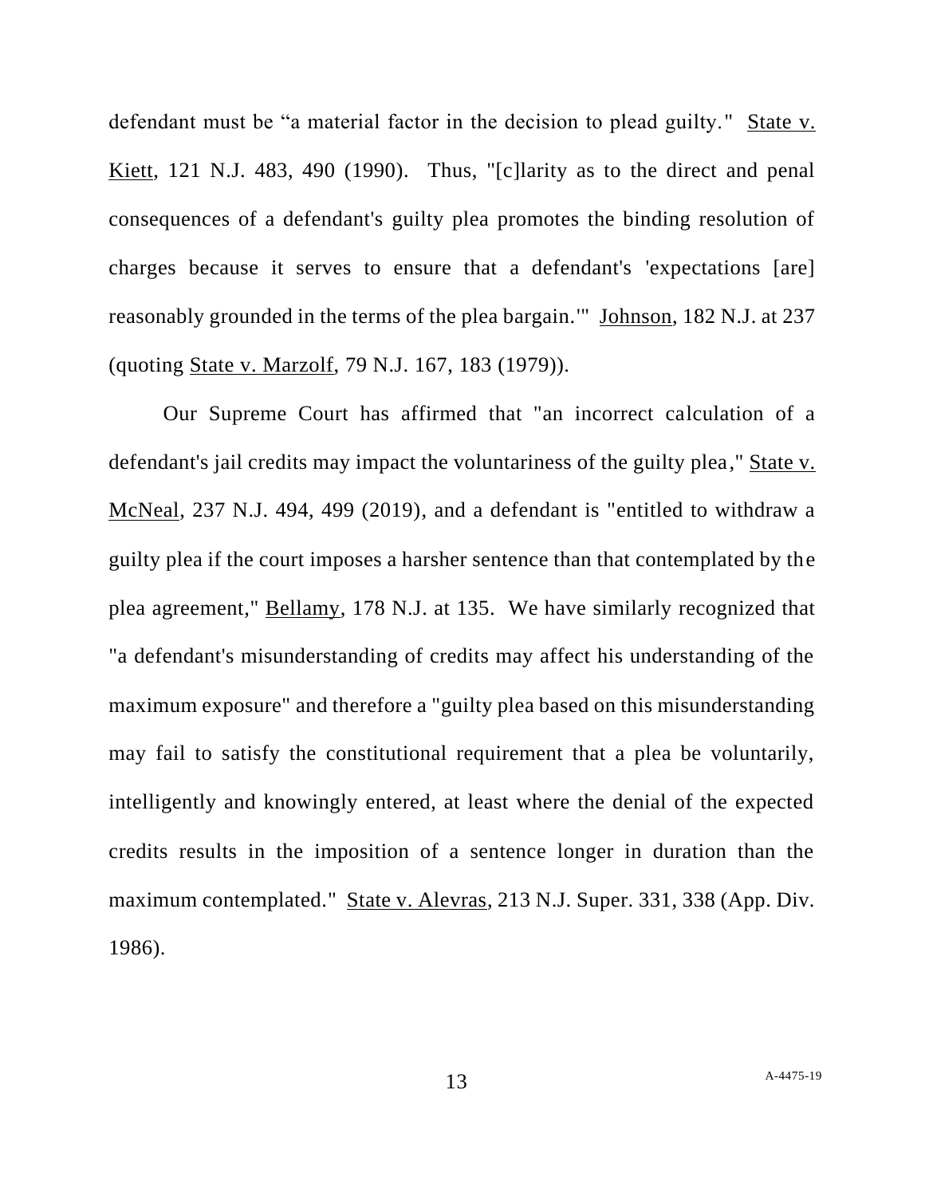defendant must be “a material factor in the decision to plead guilty." State v. Kiett, 121 N.J. 483, 490 (1990). Thus, "[c]larity as to the direct and penal consequences of a defendant's guilty plea promotes the binding resolution of charges because it serves to ensure that a defendant's 'expectations [are] reasonably grounded in the terms of the plea bargain.'" Johnson, 182 N.J. at 237 (quoting State v. Marzolf, 79 N.J. 167, 183 (1979)).

Our Supreme Court has affirmed that "an incorrect calculation of a defendant's jail credits may impact the voluntariness of the guilty plea," State v. McNeal, 237 N.J. 494, 499 (2019), and a defendant is "entitled to withdraw a guilty plea if the court imposes a harsher sentence than that contemplated by the plea agreement," Bellamy, 178 N.J. at 135. We have similarly recognized that "a defendant's misunderstanding of credits may affect his understanding of the maximum exposure" and therefore a "guilty plea based on this misunderstanding may fail to satisfy the constitutional requirement that a plea be voluntarily, intelligently and knowingly entered, at least where the denial of the expected credits results in the imposition of a sentence longer in duration than the maximum contemplated." State v. Alevras, 213 N.J. Super. 331, 338 (App. Div. 1986).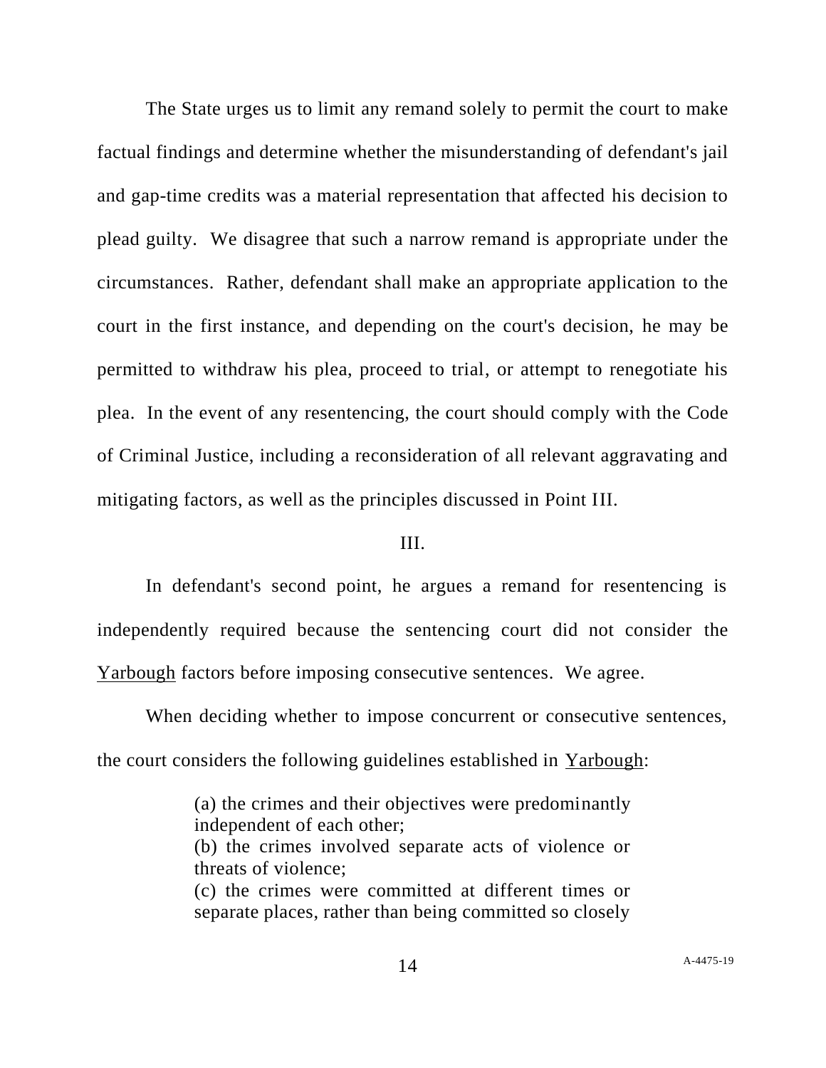The State urges us to limit any remand solely to permit the court to make factual findings and determine whether the misunderstanding of defendant's jail and gap-time credits was a material representation that affected his decision to plead guilty. We disagree that such a narrow remand is appropriate under the circumstances. Rather, defendant shall make an appropriate application to the court in the first instance, and depending on the court's decision, he may be permitted to withdraw his plea, proceed to trial, or attempt to renegotiate his plea. In the event of any resentencing, the court should comply with the Code of Criminal Justice, including a reconsideration of all relevant aggravating and mitigating factors, as well as the principles discussed in Point III.

III.

In defendant's second point, he argues a remand for resentencing is independently required because the sentencing court did not consider the Yarbough factors before imposing consecutive sentences. We agree.

When deciding whether to impose concurrent or consecutive sentences, the court considers the following guidelines established in Yarbough:

> (a) the crimes and their objectives were predominantly independent of each other;
> (b) the crimes involved separate acts of violence or threats of violence;
> (c) the crimes were committed at different times or separate places, rather than being committed so closely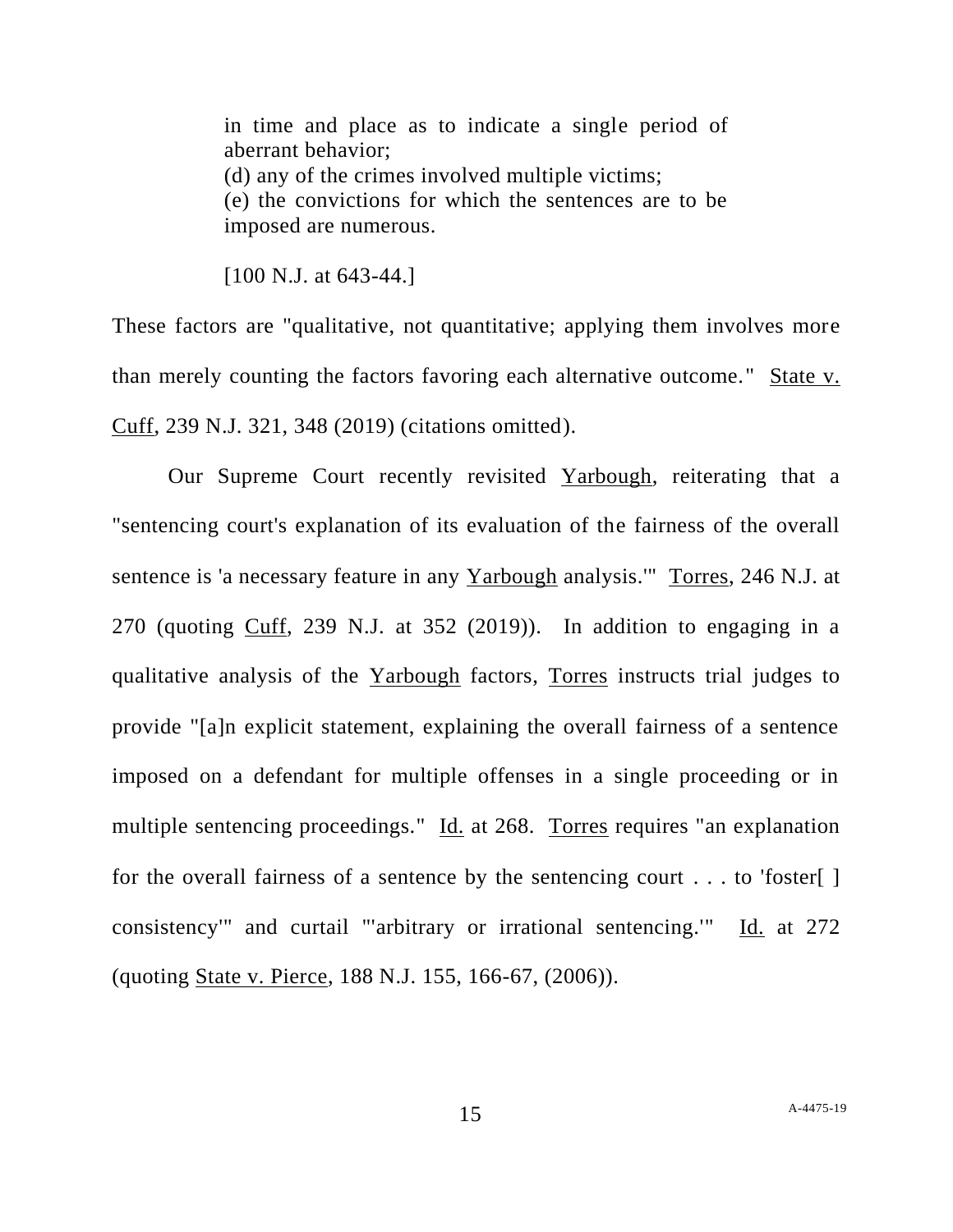> in time and place as to indicate a single period of aberrant behavior;
> (d) any of the crimes involved multiple victims;
> (e) the convictions for which the sentences are to be imposed are numerous.
>
> [100 N.J. at 643-44.]

These factors are "qualitative, not quantitative; applying them involves more than merely counting the factors favoring each alternative outcome." State v. Cuff, 239 N.J. 321, 348 (2019) (citations omitted).

Our Supreme Court recently revisited Yarbough, reiterating that a "sentencing court's explanation of its evaluation of the fairness of the overall sentence is 'a necessary feature in any Yarbough analysis.'" Torres, 246 N.J. at 270 (quoting Cuff, 239 N.J. at 352 (2019)). In addition to engaging in a qualitative analysis of the Yarbough factors, Torres instructs trial judges to provide "[a]n explicit statement, explaining the overall fairness of a sentence imposed on a defendant for multiple offenses in a single proceeding or in multiple sentencing proceedings." Id. at 268. Torres requires "an explanation for the overall fairness of a sentence by the sentencing court . . . to 'foster[ ] consistency'" and curtail "'arbitrary or irrational sentencing.'" Id. at 272 (quoting State v. Pierce, 188 N.J. 155, 166-67, (2006)).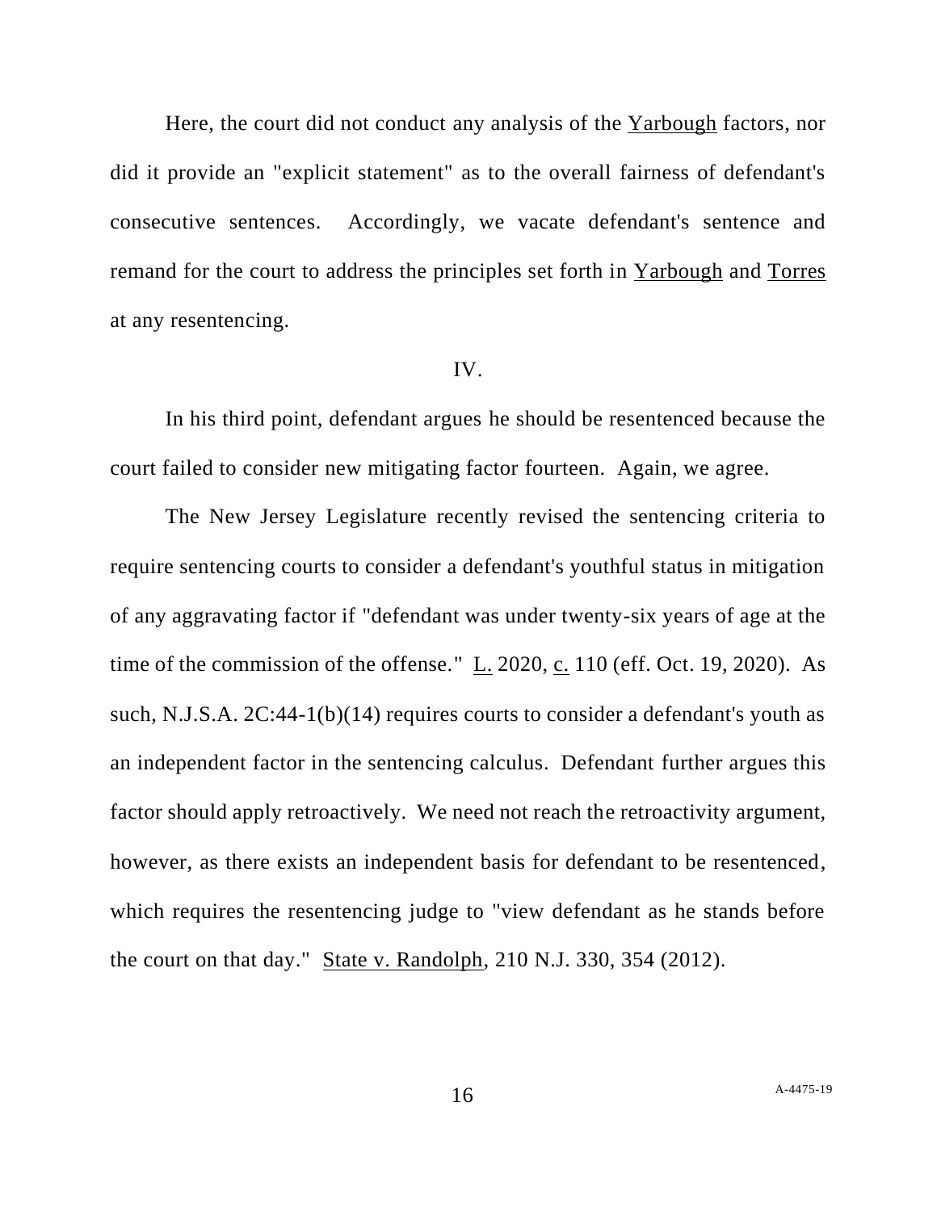Here, the court did not conduct any analysis of the Yarbough factors, nor did it provide an "explicit statement" as to the overall fairness of defendant's consecutive sentences. Accordingly, we vacate defendant's sentence and remand for the court to address the principles set forth in Yarbough and Torres at any resentencing.

IV.

In his third point, defendant argues he should be resentenced because the court failed to consider new mitigating factor fourteen. Again, we agree.

The New Jersey Legislature recently revised the sentencing criteria to require sentencing courts to consider a defendant's youthful status in mitigation of any aggravating factor if "defendant was under twenty-six years of age at the time of the commission of the offense." L. 2020, c. 110 (eff. Oct. 19, 2020). As such, N.J.S.A. 2C:44-1(b)(14) requires courts to consider a defendant's youth as an independent factor in the sentencing calculus. Defendant further argues this factor should apply retroactively. We need not reach the retroactivity argument, however, as there exists an independent basis for defendant to be resentenced, which requires the resentencing judge to "view defendant as he stands before the court on that day." State v. Randolph, 210 N.J. 330, 354 (2012).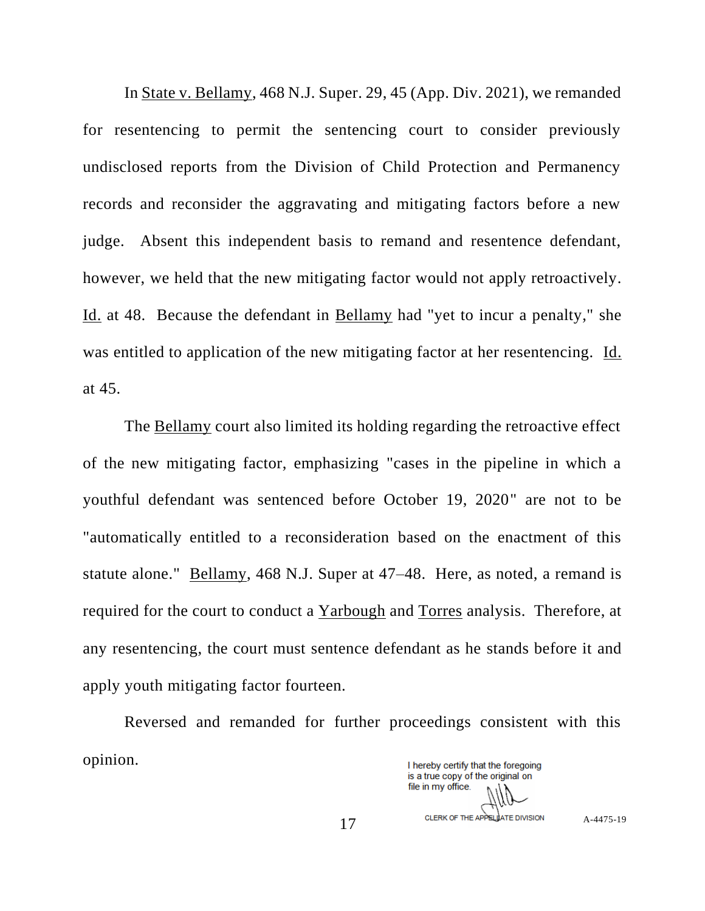In State v. Bellamy, 468 N.J. Super. 29, 45 (App. Div. 2021), we remanded for resentencing to permit the sentencing court to consider previously undisclosed reports from the Division of Child Protection and Permanency records and reconsider the aggravating and mitigating factors before a new judge. Absent this independent basis to remand and resentence defendant, however, we held that the new mitigating factor would not apply retroactively. Id. at 48. Because the defendant in Bellamy had "yet to incur a penalty," she was entitled to application of the new mitigating factor at her resentencing. Id. at 45.

The Bellamy court also limited its holding regarding the retroactive effect of the new mitigating factor, emphasizing "cases in the pipeline in which a youthful defendant was sentenced before October 19, 2020" are not to be "automatically entitled to a reconsideration based on the enactment of this statute alone." Bellamy, 468 N.J. Super at 47–48. Here, as noted, a remand is required for the court to conduct a Yarbough and Torres analysis. Therefore, at any resentencing, the court must sentence defendant as he stands before it and apply youth mitigating factor fourteen.

Reversed and remanded for further proceedings consistent with this opinion.

I hereby certify that the foregoing is a true copy of the original on file in my office.

CLERK OF THE APPELLATE DIVISION